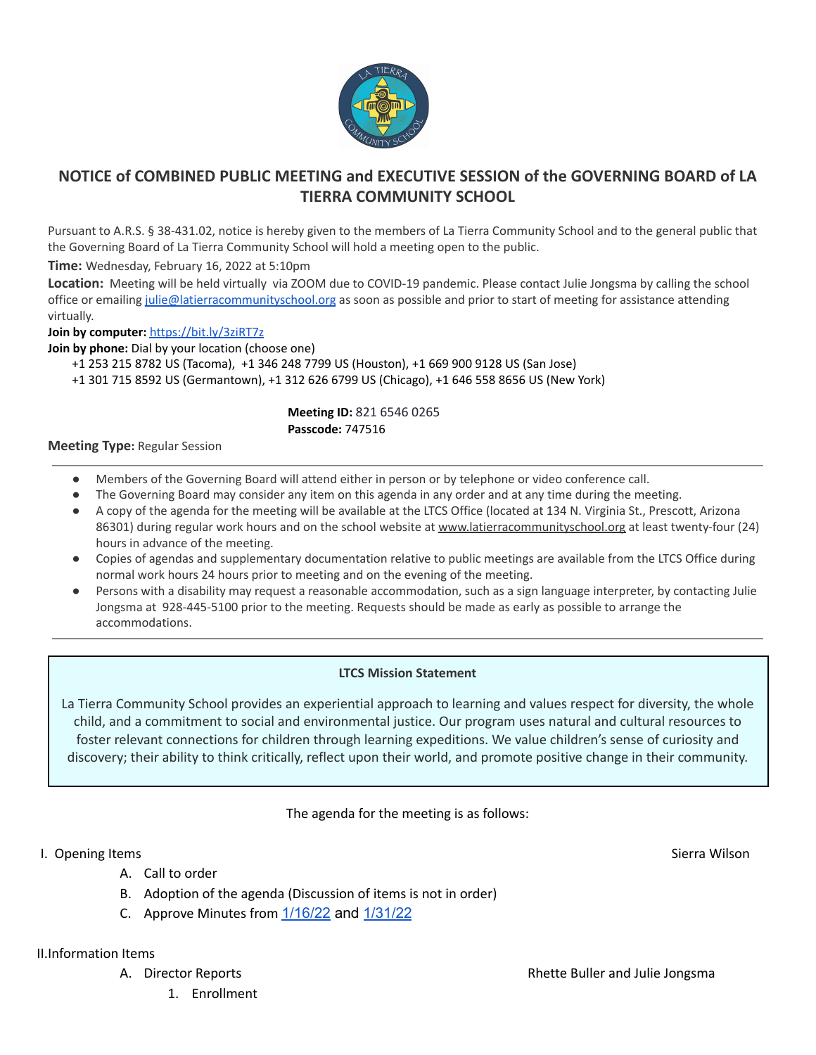# NOTICE of COMBINED PUBLIC MEETING and EXECUTIVE SESSION of the GOVERNING BOARD of LA TIERRA COMMUNITY SCHOOL

Pursuant to A.R.S. § 38-431.02, notice is hereby given to the members of La Tierra Community School and to the general public that the Governing Board of La Tierra Community School will hold a meeting open to the public.

**Time:** Wednesday, February 16, 2022 at 5:10pm

**Location:** Meeting will be held virtually via ZOOM due to COVID-19 pandemic. Please contact Julie Jongsma by calling the school office or emailing julie@latierracommunityschool.org as soon as possible and prior to start of meeting for assistance attending virtually.

**Join by computer:** https://bit.ly/3ziRT7z

**Join by phone:** Dial by your location (choose one)

+1 253 215 8782 US (Tacoma), +1 346 248 7799 US (Houston), +1 669 900 9128 US (San Jose)
+1 301 715 8592 US (Germantown), +1 312 626 6799 US (Chicago), +1 646 558 8656 US (New York)

**Meeting ID:** 821 6546 0265
**Passcode:** 747516

**Meeting Type:** Regular Session

---

- Members of the Governing Board will attend either in person or by telephone or video conference call.
- The Governing Board may consider any item on this agenda in any order and at any time during the meeting.
- A copy of the agenda for the meeting will be available at the LTCS Office (located at 134 N. Virginia St., Prescott, Arizona 86301) during regular work hours and on the school website at www.latierracommunityschool.org at least twenty-four (24) hours in advance of the meeting.
- Copies of agendas and supplementary documentation relative to public meetings are available from the LTCS Office during normal work hours 24 hours prior to meeting and on the evening of the meeting.
- Persons with a disability may request a reasonable accommodation, such as a sign language interpreter, by contacting Julie Jongsma at 928-445-5100 prior to the meeting. Requests should be made as early as possible to arrange the accommodations.

---

**LTCS Mission Statement**

La Tierra Community School provides an experiential approach to learning and values respect for diversity, the whole child, and a commitment to social and environmental justice. Our program uses natural and cultural resources to foster relevant connections for children through learning expeditions. We value children's sense of curiosity and discovery; their ability to think critically, reflect upon their world, and promote positive change in their community.

The agenda for the meeting is as follows:

I. Opening Items — Sierra Wilson

A. Call to order

B. Adoption of the agenda (Discussion of items is not in order)

C. Approve Minutes from 1/16/22 and 1/31/22

II. Information Items

A. Director Reports — Rhette Buller and Julie Jongsma

1. Enrollment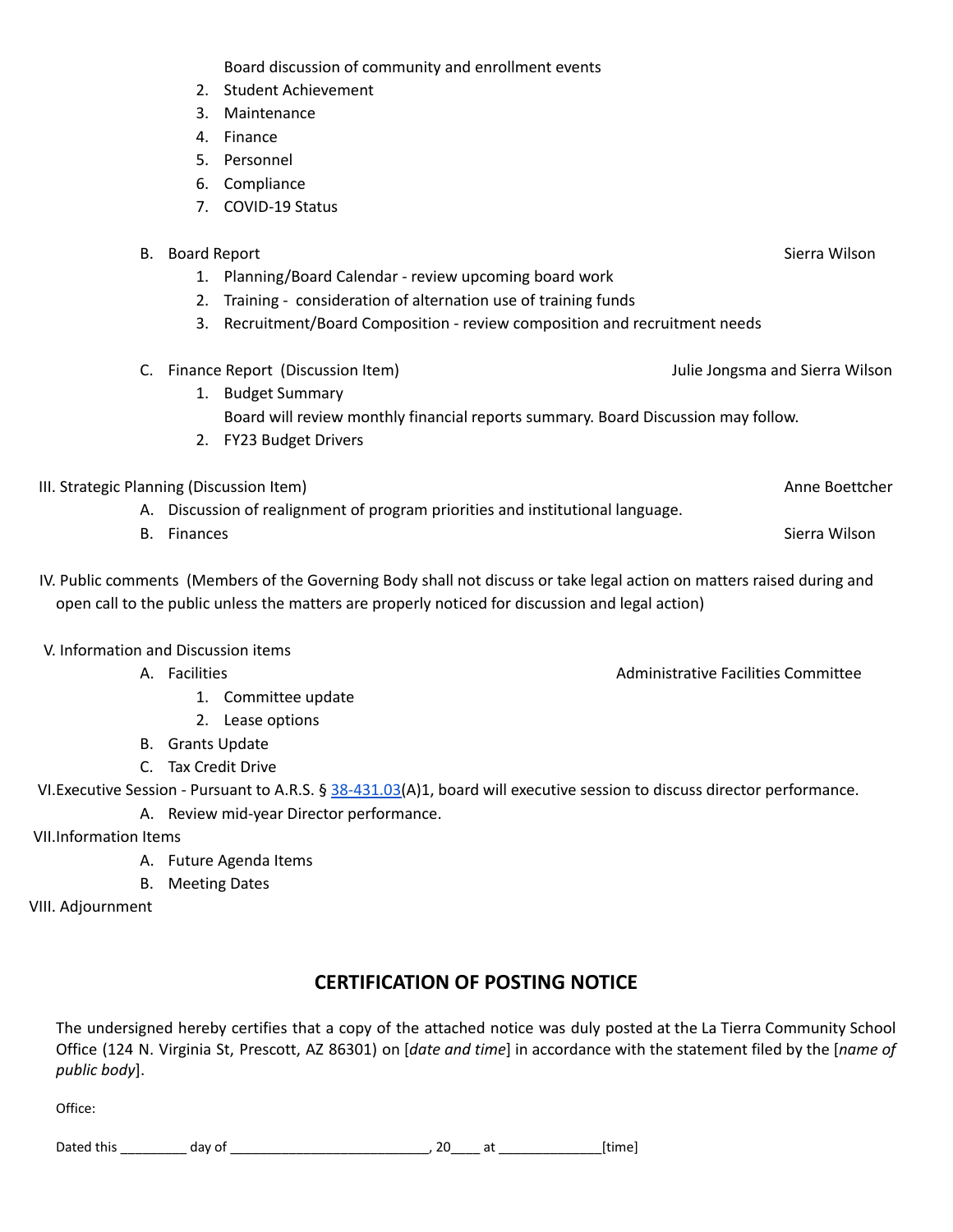Board discussion of community and enrollment events
2. Student Achievement
3. Maintenance
4. Finance
5. Personnel
6. Compliance
7. COVID-19 Status

B. Board Report — Sierra Wilson
1. Planning/Board Calendar - review upcoming board work
2. Training - consideration of alternation use of training funds
3. Recruitment/Board Composition - review composition and recruitment needs

C. Finance Report (Discussion Item) — Julie Jongsma and Sierra Wilson
1. Budget Summary
   Board will review monthly financial reports summary. Board Discussion may follow.
2. FY23 Budget Drivers

III. Strategic Planning (Discussion Item) — Anne Boettcher
A. Discussion of realignment of program priorities and institutional language.
B. Finances — Sierra Wilson

IV. Public comments (Members of the Governing Body shall not discuss or take legal action on matters raised during and open call to the public unless the matters are properly noticed for discussion and legal action)

V. Information and Discussion items
A. Facilities — Administrative Facilities Committee
1. Committee update
2. Lease options
B. Grants Update
C. Tax Credit Drive

VI. Executive Session - Pursuant to A.R.S. § 38-431.03(A)1, board will executive session to discuss director performance.
A. Review mid-year Director performance.

VII. Information Items
A. Future Agenda Items
B. Meeting Dates

VIII. Adjournment

## CERTIFICATION OF POSTING NOTICE

The undersigned hereby certifies that a copy of the attached notice was duly posted at the La Tierra Community School Office (124 N. Virginia St, Prescott, AZ 86301) on [*date and time*] in accordance with the statement filed by the [*name of public body*].

Office:

Dated this _________ day of __________________________, 20____ at ______________[time]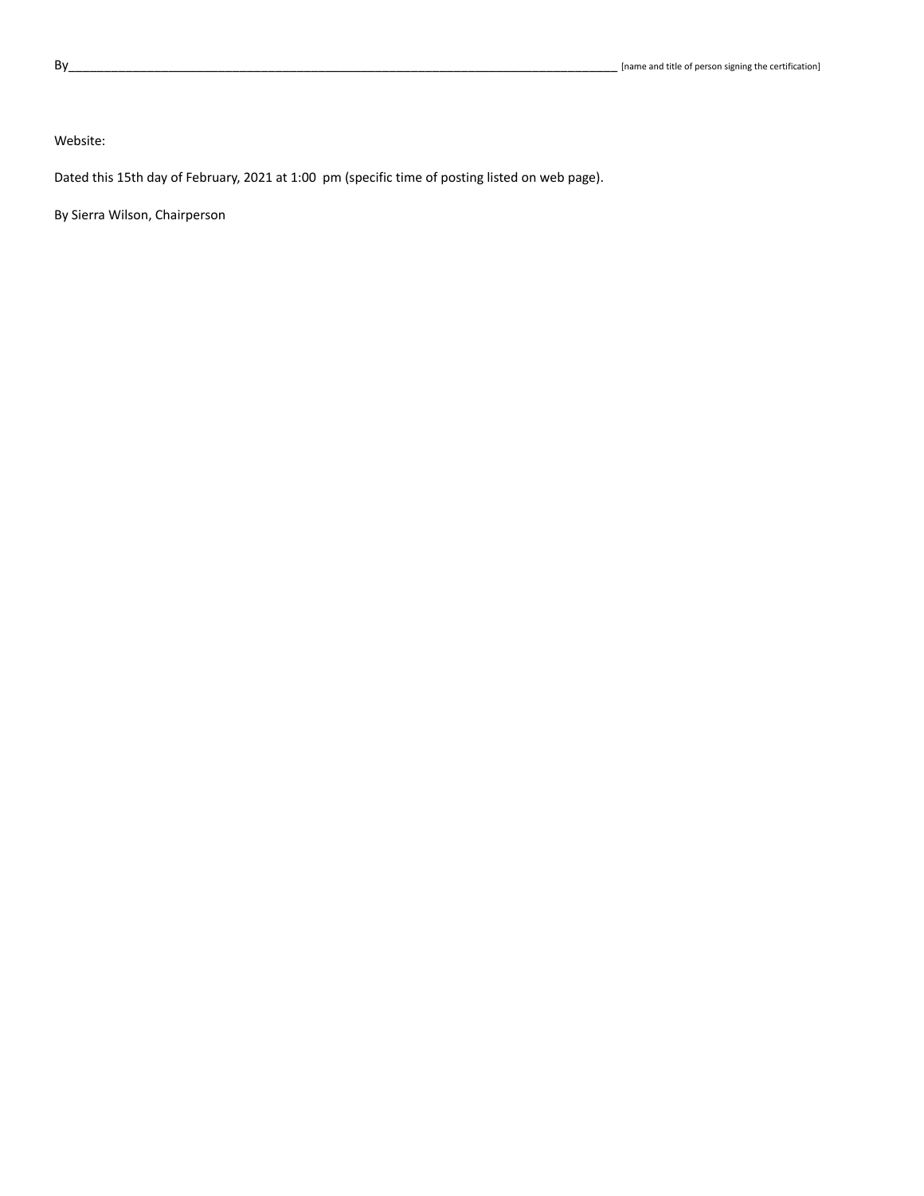By________________________________________________________________________________ [name and title of person signing the certification]

Website:

Dated this 15th day of February, 2021 at 1:00 pm (specific time of posting listed on web page).

By Sierra Wilson, Chairperson